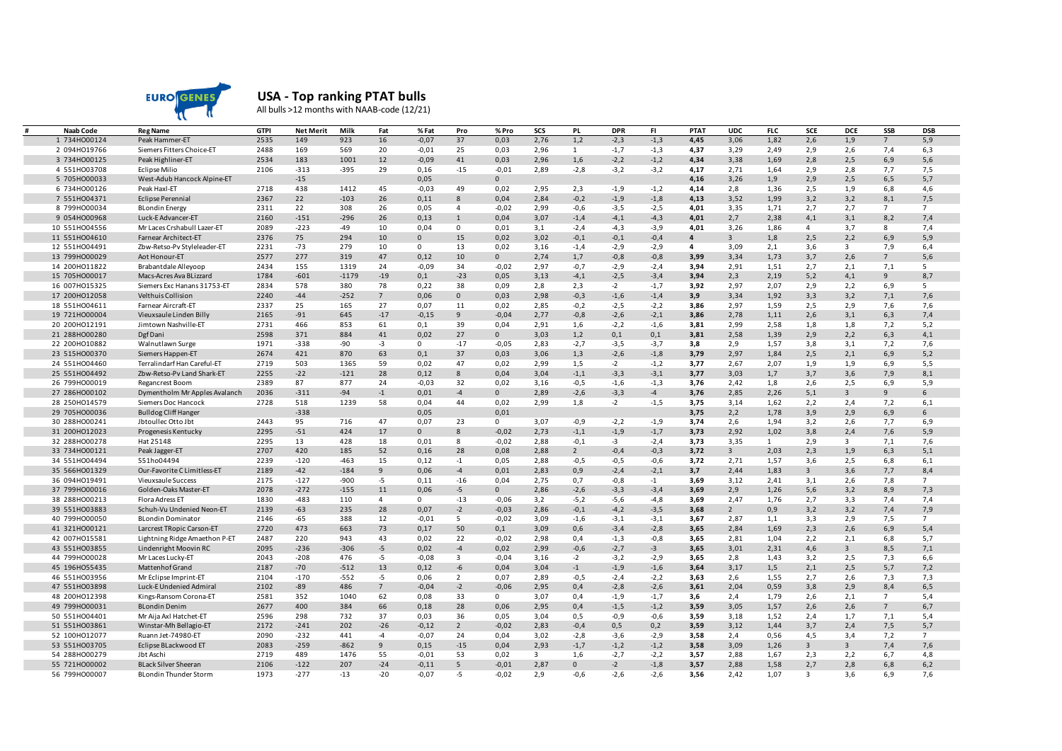# USA - Top ranking PTAT bulls

All bulls >12 months with NAAB-code (12/21)

| # | Naab Code | Reg Name | GTPI | Net Merit | Milk | Fat | % Fat | Pro | % Pro | SCS | PL | DPR | FI | PTAT | UDC | FLC | SCE | DCE | SSB | DSB |
|---|---|---|---|---|---|---|---|---|---|---|---|---|---|---|---|---|---|---|---|---|
| 1 | 734HO00124 | Peak Hammer-ET | 2535 | 149 | 923 | 16 | -0,07 | 37 | 0,03 | 2,76 | 1,2 | -2,3 | -1,3 | **4,45** | 3,06 | 1,82 | 2,6 | 1,9 | 7 | 5,9 |
| 2 | 094HO19766 | Siemers Fitters Choice-ET | 2488 | 169 | 569 | 20 | -0,01 | 25 | 0,03 | 2,96 | 1 | -1,7 | -1,3 | **4,37** | 3,29 | 2,49 | 2,9 | 2,6 | 7,4 | 6,3 |
| 3 | 734HO00125 | Peak Highliner-ET | 2534 | 183 | 1001 | 12 | -0,09 | 41 | 0,03 | 2,96 | 1,6 | -2,2 | -1,2 | **4,34** | 3,38 | 1,69 | 2,8 | 2,5 | 6,9 | 5,6 |
| 4 | 551HO03708 | Eclipse Milio | 2106 | -313 | -395 | 29 | 0,16 | -15 | -0,01 | 2,89 | -2,8 | -3,2 | -3,2 | **4,17** | 2,71 | 1,64 | 2,9 | 2,8 | 7,7 | 7,5 |
| 5 | 705HO00033 | West-Adub Hancock Alpine-ET | | -15 | | | 0,05 | | 0 | | | | | **4,16** | 3,26 | 1,9 | 2,9 | 2,5 | 6,5 | 5,7 |
| 6 | 734HO00126 | Peak Haxl-ET | 2718 | 438 | 1412 | 45 | -0,03 | 49 | 0,02 | 2,95 | 2,3 | -1,9 | -1,2 | **4,14** | 2,8 | 1,36 | 2,5 | 1,9 | 6,8 | 4,6 |
| 7 | 551HO04371 | Eclipse Perennial | 2367 | 22 | -103 | 26 | 0,11 | 8 | 0,04 | 2,84 | -0,2 | -1,9 | -1,8 | **4,13** | 3,52 | 1,99 | 3,2 | 3,2 | 8,1 | 7,5 |
| 8 | 799HO00034 | BLondin Energy | 2311 | 22 | 308 | 26 | 0,05 | 4 | -0,02 | 2,99 | -0,6 | -3,5 | -2,5 | **4,01** | 3,35 | 1,71 | 2,7 | 2,7 | 7 | 7 |
| 9 | 054HO00968 | Luck-E Advancer-ET | 2160 | -151 | -296 | 26 | 0,13 | 1 | 0,04 | 3,07 | -1,4 | -4,1 | -4,3 | **4,01** | 2,7 | 2,38 | 4,1 | 3,1 | 8,2 | 7,4 |
| 10 | 551HO04556 | Mr Laces Crshabull Lazer-ET | 2089 | -223 | -49 | 10 | 0,04 | 0 | 0,01 | 3,1 | -2,4 | -4,3 | -3,9 | **4,01** | 3,26 | 1,86 | 4 | 3,7 | 8 | 7,4 |
| 11 | 551HO04610 | Farnear Architect-ET | 2376 | 75 | 294 | 10 | 0 | 15 | 0,02 | 3,02 | -0,1 | -0,1 | -0,4 | **4** | 3 | 1,8 | 2,5 | 2,2 | 6,9 | 5,9 |
| 12 | 551HO04491 | Zbw-Retso-Pv Styleleader-ET | 2231 | -73 | 279 | 10 | 0 | 13 | 0,02 | 3,16 | -1,4 | -2,9 | -2,9 | **4** | 3,09 | 2,1 | 3,6 | 3 | 7,9 | 6,4 |
| 13 | 799HO00029 | Aot Honour-ET | 2577 | 277 | 319 | 47 | 0,12 | 10 | 0 | 2,74 | 1,7 | -0,8 | -0,8 | **3,99** | 3,34 | 1,73 | 3,7 | 2,6 | 7 | 5,6 |
| 14 | 200HO11822 | Brabantdale Alleyoop | 2434 | 155 | 1319 | 24 | -0,09 | 34 | -0,02 | 2,97 | -0,7 | -2,9 | -2,4 | **3,94** | 2,91 | 1,51 | 2,7 | 2,1 | 7,1 | 5 |
| 15 | 705HO00017 | Macs-Acres Ava BLizzard | 1784 | -601 | -1179 | -19 | 0,1 | -23 | 0,05 | 3,13 | -4,1 | -2,5 | -3,4 | **3,94** | 2,3 | 2,19 | 5,2 | 4,1 | 9 | 8,7 |
| 16 | 007HO15325 | Siemers Exc Hanans 31753-ET | 2834 | 578 | 380 | 78 | 0,22 | 38 | 0,09 | 2,8 | 2,3 | -2 | -1,7 | **3,92** | 2,97 | 2,07 | 2,9 | 2,2 | 6,9 | 5 |
| 17 | 200HO12058 | Velthuis Collision | 2240 | -44 | -252 | 7 | 0,06 | 0 | 0,03 | 2,98 | -0,3 | -1,6 | -1,4 | **3,9** | 3,34 | 1,92 | 3,3 | 3,2 | 7,1 | 7,6 |
| 18 | 551HO04611 | Farnear Aircraft-ET | 2337 | 25 | 165 | 27 | 0,07 | 11 | 0,02 | 2,85 | -0,2 | -2,5 | -2,2 | **3,86** | 2,97 | 1,59 | 2,5 | 2,9 | 7,6 | 7,6 |
| 19 | 721HO00004 | Vieuxsaule Linden Billy | 2165 | -91 | 645 | -17 | -0,15 | 9 | -0,04 | 2,77 | -0,8 | -2,6 | -2,1 | **3,86** | 2,78 | 1,11 | 2,6 | 3,1 | 6,3 | 7,4 |
| 20 | 200HO12191 | Jimtown Nashville-ET | 2731 | 466 | 853 | 61 | 0,1 | 39 | 0,04 | 2,91 | 1,6 | -2,2 | -1,6 | **3,81** | 2,99 | 2,58 | 1,8 | 1,8 | 7,2 | 5,2 |
| 21 | 288HO00280 | Dgf Dani | 2598 | 371 | 884 | 41 | 0,02 | 27 | 0 | 3,03 | 1,2 | 0,1 | 0,1 | **3,81** | 2,58 | 1,39 | 2,9 | 2,2 | 6,3 | 4,1 |
| 22 | 200HO10882 | Walnutlawn Surge | 1971 | -338 | -90 | -3 | 0 | -17 | -0,05 | 2,83 | -2,7 | -3,5 | -3,7 | **3,8** | 2,9 | 1,57 | 3,8 | 3,1 | 7,2 | 7,6 |
| 23 | 515HO00370 | Siemers Happen-ET | 2674 | 421 | 870 | 63 | 0,1 | 37 | 0,03 | 3,06 | 1,3 | -2,6 | -1,8 | **3,79** | 2,97 | 1,84 | 2,5 | 2,1 | 6,9 | 5,2 |
| 24 | 551HO04460 | Terralindarf Han Careful-ET | 2719 | 503 | 1365 | 59 | 0,02 | 47 | 0,02 | 2,99 | 1,5 | -2 | -1,2 | **3,77** | 2,67 | 2,07 | 1,9 | 1,9 | 6,9 | 5,5 |
| 25 | 551HO04492 | Zbw-Retso-Pv Land Shark-ET | 2255 | -22 | -121 | 28 | 0,12 | 8 | 0,04 | 3,04 | -1,1 | -3,3 | -3,1 | **3,77** | 3,03 | 1,7 | 3,7 | 3,6 | 7,9 | 8,1 |
| 26 | 799HO00019 | Regancrest Boom | 2389 | 87 | 877 | 24 | -0,03 | 32 | 0,02 | 3,16 | -0,5 | -1,6 | -1,3 | **3,76** | 2,42 | 1,8 | 2,6 | 2,5 | 6,9 | 5,9 |
| 27 | 286HO00102 | Dymentholm Mr Apples Avalanch | 2036 | -311 | -94 | -1 | 0,01 | -4 | 0 | 2,89 | -2,6 | -3,3 | -4 | **3,76** | 2,85 | 2,26 | 5,1 | 3 | 9 | 6 |
| 28 | 250HO14579 | Siemers Doc Hancock | 2728 | 518 | 1239 | 58 | 0,04 | 44 | 0,02 | 2,99 | 1,8 | -2 | -1,5 | **3,75** | 3,14 | 1,62 | 2,2 | 2,4 | 7,2 | 6,1 |
| 29 | 705HO00036 | Bulldog Cliff Hanger | | -338 | | | 0,05 | | 0,01 | | | | | **3,75** | 2,2 | 1,78 | 3,9 | 2,9 | 6,9 | 6 |
| 30 | 288HO00241 | Jbtoullec Otto Jbt | 2443 | 95 | 716 | 47 | 0,07 | 23 | 0 | 3,07 | -0,9 | -2,2 | -1,9 | **3,74** | 2,6 | 1,94 | 3,2 | 2,6 | 7,7 | 6,9 |
| 31 | 200HO12023 | Progenesis Kentucky | 2295 | -51 | 424 | 17 | 0 | 8 | -0,02 | 2,73 | -1,1 | -1,9 | -1,7 | **3,73** | 2,92 | 1,02 | 3,8 | 2,4 | 7,6 | 5,9 |
| 32 | 288HO00278 | Hat 25148 | 2295 | 13 | 428 | 18 | 0,01 | 8 | -0,02 | 2,88 | -0,1 | -3 | -2,4 | **3,73** | 3,35 | 1 | 2,9 | 3 | 7,1 | 7,6 |
| 33 | 734HO00121 | Peak Jagger-ET | 2707 | 420 | 185 | 52 | 0,16 | 28 | 0,08 | 2,88 | 2 | -0,4 | -0,3 | **3,72** | 3 | 2,03 | 2,3 | 1,9 | 6,3 | 5,1 |
| 34 | 551HO04494 | 551ho04494 | 2239 | -120 | -463 | 15 | 0,12 | -1 | 0,05 | 2,88 | -0,5 | -0,5 | -0,6 | **3,72** | 2,71 | 1,57 | 3,6 | 2,5 | 6,8 | 6,1 |
| 35 | 566HO01329 | Our-Favorite C Limitless-ET | 2189 | -42 | -184 | 9 | 0,06 | -4 | 0,01 | 2,83 | 0,9 | -2,4 | -2,1 | **3,7** | 2,44 | 1,83 | 3 | 3,6 | 7,7 | 8,4 |
| 36 | 094HO19491 | Vieuxsaule Success | 2175 | -127 | -900 | -5 | 0,11 | -16 | 0,04 | 2,75 | 0,7 | -0,8 | -1 | **3,69** | 3,12 | 2,41 | 3,1 | 2,6 | 7,8 | 7 |
| 37 | 799HO00016 | Golden-Oaks Master-ET | 2078 | -272 | -155 | 11 | 0,06 | -5 | 0 | 2,86 | -2,6 | -3,3 | -3,4 | **3,69** | 2,9 | 1,26 | 5,6 | 3,2 | 8,9 | 7,3 |
| 38 | 288HO00213 | Flora Adress ET | 1830 | -483 | 110 | 4 | 0 | -13 | -0,06 | 3,2 | -5,2 | -5,6 | -4,8 | **3,69** | 2,47 | 1,76 | 2,7 | 3,3 | 7,4 | 7,4 |
| 39 | 551HO03883 | Schuh-Vu Undenied Neon-ET | 2139 | -63 | 235 | 28 | 0,07 | -2 | -0,03 | 2,86 | -0,1 | -4,2 | -3,5 | **3,68** | 2 | 0,9 | 3,2 | 3,2 | 7,4 | 7,9 |
| 40 | 799HO00050 | BLondin Dominator | 2146 | -65 | 388 | 12 | -0,01 | 5 | -0,02 | 3,09 | -1,6 | -3,1 | -3,1 | **3,67** | 2,87 | 1,1 | 3,3 | 2,9 | 7,5 | 7 |
| 41 | 321HO00121 | Larcrest TRopic Carson-ET | 2720 | 473 | 663 | 73 | 0,17 | 50 | 0,1 | 3,09 | 0,6 | -3,4 | -2,8 | **3,65** | 2,84 | 1,69 | 2,3 | 2,6 | 6,9 | 5,4 |
| 42 | 007HO15581 | Lightning Ridge Amaethon P-ET | 2487 | 220 | 943 | 43 | 0,02 | 22 | -0,02 | 2,98 | 0,4 | -1,3 | -0,8 | **3,65** | 2,81 | 1,04 | 2,2 | 2,1 | 6,8 | 5,7 |
| 43 | 551HO03855 | Lindenright Moovin RC | 2095 | -236 | -306 | -5 | 0,02 | -4 | 0,02 | 2,99 | -0,6 | -2,7 | -3 | **3,65** | 3,01 | 2,31 | 4,6 | 3 | 8,5 | 7,1 |
| 44 | 799HO00028 | Mr Laces Lucky-ET | 2043 | -208 | 476 | -5 | -0,08 | 3 | -0,04 | 3,16 | -2 | -3,2 | -2,9 | **3,65** | 2,8 | 1,43 | 3,2 | 2,5 | 7,3 | 6,6 |
| 45 | 196HO55435 | Mattenhof Grand | 2187 | -70 | -512 | 13 | 0,12 | -6 | 0,04 | 3,04 | -1 | -1,9 | -1,6 | **3,64** | 3,17 | 1,5 | 2,1 | 2,5 | 5,7 | 7,2 |
| 46 | 551HO03956 | Mr Eclipse Imprint-ET | 2104 | -170 | -552 | -5 | 0,06 | 2 | 0,07 | 2,89 | -0,5 | -2,4 | -2,2 | **3,63** | 2,6 | 1,55 | 2,7 | 2,6 | 7,3 | 7,3 |
| 47 | 551HO03898 | Luck-E Undenied Admiral | 2102 | -89 | 486 | 7 | -0,04 | -2 | -0,06 | 2,95 | 0,4 | -2,8 | -2,6 | **3,61** | 2,04 | 0,59 | 3,8 | 2,9 | 8,4 | 6,5 |
| 48 | 200HO12398 | Kings-Ransom Corona-ET | 2581 | 352 | 1040 | 62 | 0,08 | 33 | 0 | 3,07 | 0,4 | -1,9 | -1,7 | **3,6** | 2,4 | 1,79 | 2,6 | 2,1 | 7 | 5,4 |
| 49 | 799HO00031 | BLondin Denim | 2677 | 400 | 384 | 66 | 0,18 | 28 | 0,06 | 2,95 | 0,4 | -1,5 | -1,2 | **3,59** | 3,05 | 1,57 | 2,6 | 2,6 | 7 | 6,7 |
| 50 | 551HO04401 | Mr Aija Axl Hatchet-ET | 2596 | 298 | 732 | 37 | 0,03 | 36 | 0,05 | 3,04 | 0,5 | -0,9 | -0,6 | **3,59** | 3,18 | 1,52 | 2,4 | 1,7 | 7,1 | 5,4 |
| 51 | 551HO03861 | Winstar-Mh Bellagio-ET | 2172 | -241 | 202 | -26 | -0,12 | 2 | -0,02 | 2,83 | -0,4 | 0,5 | 0,2 | **3,59** | 3,12 | 1,44 | 3,7 | 2,4 | 7,5 | 5,7 |
| 52 | 100HO12077 | Ruann Jet-74980-ET | 2090 | -232 | 441 | -4 | -0,07 | 24 | 0,04 | 3,02 | -2,8 | -3,6 | -2,9 | **3,58** | 2,4 | 0,56 | 4,5 | 3,4 | 7,2 | 7 |
| 53 | 551HO03705 | Eclipse BLackwood ET | 2083 | -259 | -862 | 9 | 0,15 | -15 | 0,04 | 2,93 | -1,7 | -1,2 | -1,2 | **3,58** | 3,09 | 1,26 | 3 | 3 | 7,4 | 7,6 |
| 54 | 288HO00279 | Jbt Aschi | 2719 | 489 | 1476 | 55 | -0,01 | 53 | 0,02 | 3 | 1,6 | -2,7 | -2,2 | **3,57** | 2,88 | 1,67 | 2,3 | 2,2 | 6,7 | 4,8 |
| 55 | 721HO00002 | BLack Silver Sheeran | 2106 | -122 | 207 | -24 | -0,11 | 5 | -0,01 | 2,87 | 0 | -2 | -1,8 | **3,57** | 2,88 | 1,58 | 2,7 | 2,8 | 6,8 | 6,2 |
| 56 | 799HO00007 | BLondin Thunder Storm | 1973 | -277 | -13 | -20 | -0,07 | -5 | -0,02 | 2,9 | -0,6 | -2,6 | -2,6 | **3,56** | 2,42 | 1,07 | 3 | 3,6 | 6,9 | 7,6 |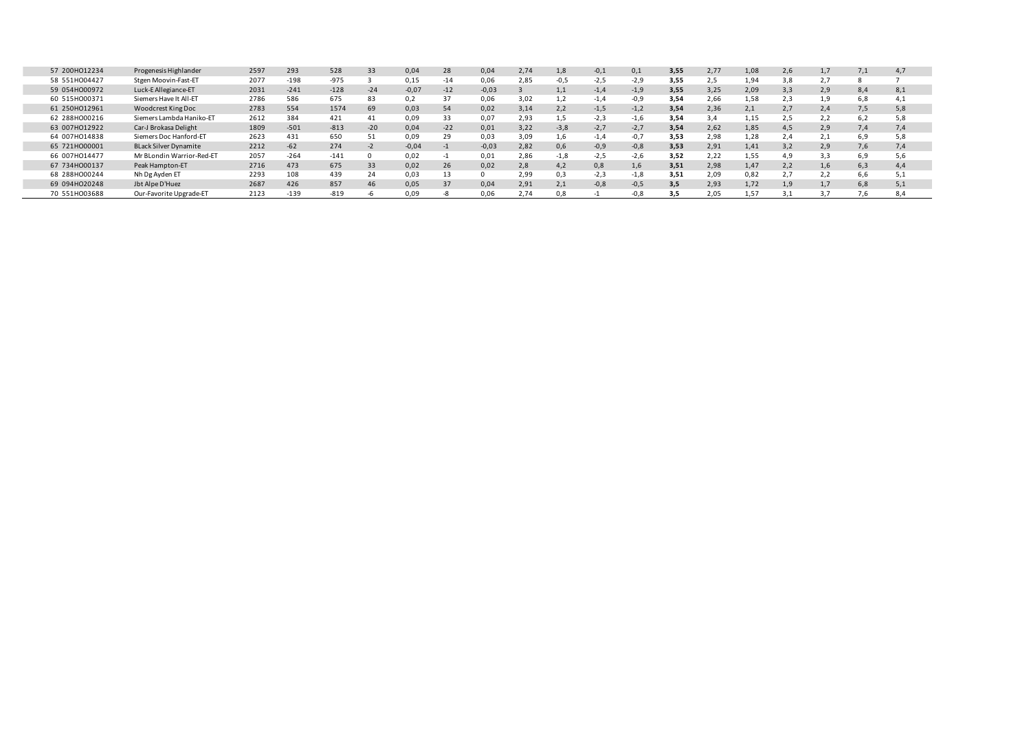| | | | | | | | | | | | | | | | | | | | | |
|---|---|---|---|---|---|---|---|---|---|---|---|---|---|---|---|---|---|---|---|---|
| 57 200HO12234 | Progenesis Highlander | 2597 | 293 | 528 | 33 | 0,04 | 28 | 0,04 | 2,74 | 1,8 | -0,1 | 0,1 | **3,55** | 2,77 | 1,08 | 2,6 | 1,7 | 7,1 | 4,7 |
| 58 551HO04427 | Stgen Moovin-Fast-ET | 2077 | -198 | -975 | 3 | 0,15 | -14 | 0,06 | 2,85 | -0,5 | -2,5 | -2,9 | **3,55** | 2,5 | 1,94 | 3,8 | 2,7 | 8 | 7 |
| 59 054HO00972 | Luck-E Allegiance-ET | 2031 | -241 | -128 | -24 | -0,07 | -12 | -0,03 | 3 | 1,1 | -1,4 | -1,9 | **3,55** | 3,25 | 2,09 | 3,3 | 2,9 | 8,4 | 8,1 |
| 60 515HO00371 | Siemers Have It All-ET | 2786 | 586 | 675 | 83 | 0,2 | 37 | 0,06 | 3,02 | 1,2 | -1,4 | -0,9 | **3,54** | 2,66 | 1,58 | 2,3 | 1,9 | 6,8 | 4,1 |
| 61 250HO12961 | Woodcrest King Doc | 2783 | 554 | 1574 | 69 | 0,03 | 54 | 0,02 | 3,14 | 2,2 | -1,5 | -1,2 | **3,54** | 2,36 | 2,1 | 2,7 | 2,4 | 7,5 | 5,8 |
| 62 288HO00216 | Siemers Lambda Haniko-ET | 2612 | 384 | 421 | 41 | 0,09 | 33 | 0,07 | 2,93 | 1,5 | -2,3 | -1,6 | **3,54** | 3,4 | 1,15 | 2,5 | 2,2 | 6,2 | 5,8 |
| 63 007HO12922 | Car-J Brokasa Delight | 1809 | -501 | -813 | -20 | 0,04 | -22 | 0,01 | 3,22 | -3,8 | -2,7 | -2,7 | **3,54** | 2,62 | 1,85 | 4,5 | 2,9 | 7,4 | 7,4 |
| 64 007HO14838 | Siemers Doc Hanford-ET | 2623 | 431 | 650 | 51 | 0,09 | 29 | 0,03 | 3,09 | 1,6 | -1,4 | -0,7 | **3,53** | 2,98 | 1,28 | 2,4 | 2,1 | 6,9 | 5,8 |
| 65 721HO00001 | BLack Silver Dynamite | 2212 | -62 | 274 | -2 | -0,04 | -1 | -0,03 | 2,82 | 0,6 | -0,9 | -0,8 | **3,53** | 2,91 | 1,41 | 3,2 | 2,9 | 7,6 | 7,4 |
| 66 007HO14477 | Mr BLondin Warrior-Red-ET | 2057 | -264 | -141 | 0 | 0,02 | -1 | 0,01 | 2,86 | -1,8 | -2,5 | -2,6 | **3,52** | 2,22 | 1,55 | 4,9 | 3,3 | 6,9 | 5,6 |
| 67 734HO00137 | Peak Hampton-ET | 2716 | 473 | 675 | 33 | 0,02 | 26 | 0,02 | 2,8 | 4,2 | 0,8 | 1,6 | **3,51** | 2,98 | 1,47 | 2,2 | 1,6 | 6,3 | 4,4 |
| 68 288HO00244 | Nh Dg Ayden ET | 2293 | 108 | 439 | 24 | 0,03 | 13 | 0 | 2,99 | 0,3 | -2,3 | -1,8 | **3,51** | 2,09 | 0,82 | 2,7 | 2,2 | 6,6 | 5,1 |
| 69 094HO20248 | Jbt Alpe D'Huez | 2687 | 426 | 857 | 46 | 0,05 | 37 | 0,04 | 2,91 | 2,1 | -0,8 | -0,5 | **3,5** | 2,93 | 1,72 | 1,9 | 1,7 | 6,8 | 5,1 |
| 70 551HO03688 | Our-Favorite Upgrade-ET | 2123 | -139 | -819 | -6 | 0,09 | -8 | 0,06 | 2,74 | 0,8 | -1 | -0,8 | **3,5** | 2,05 | 1,57 | 3,1 | 3,7 | 7,6 | 8,4 |